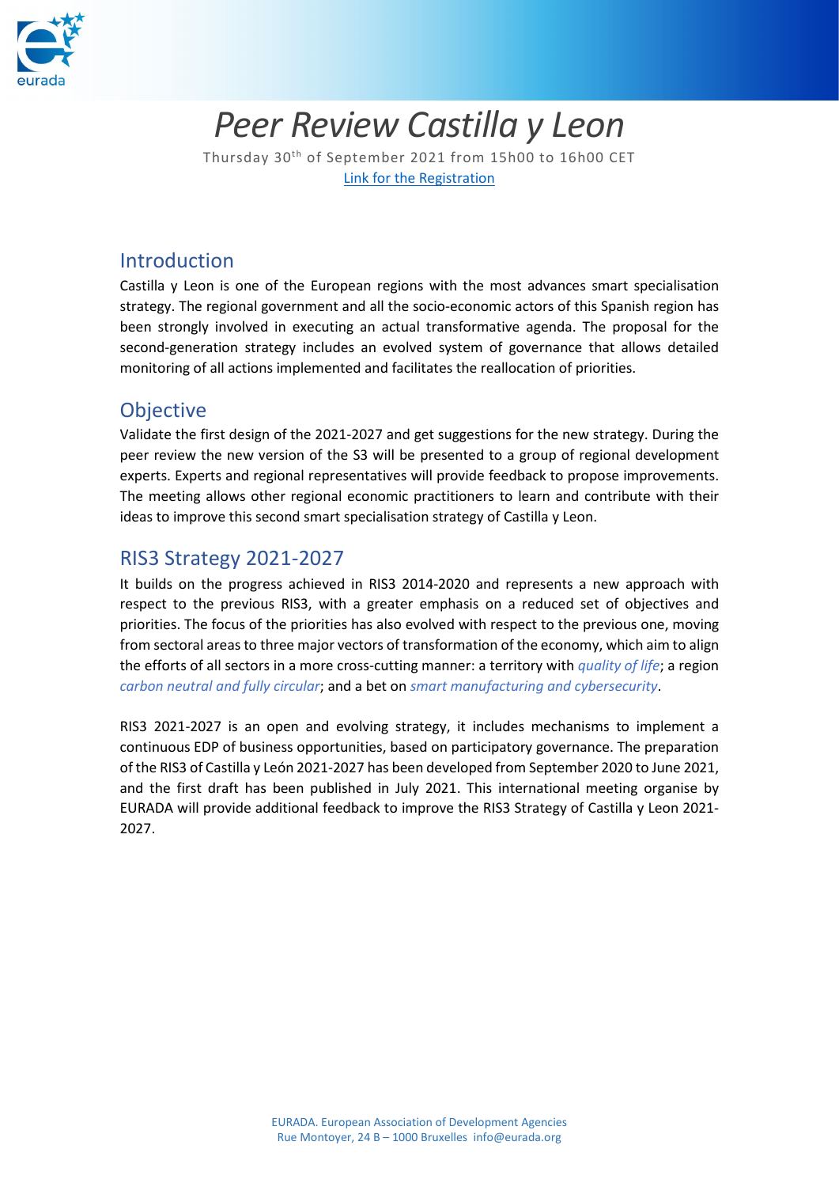# *Peer Review Castilla y Leon*

Thursday 30th of September 2021 from 15h00 to 16h00 CET

Link for the Registration

## Introduction

Castilla y Leon is one of the European regions with the most advances smart specialisation strategy. The regional government and all the socio-economic actors of this Spanish region has been strongly involved in executing an actual transformative agenda. The proposal for the second-generation strategy includes an evolved system of governance that allows detailed monitoring of all actions implemented and facilitates the reallocation of priorities.

## Objective

Validate the first design of the 2021-2027 and get suggestions for the new strategy. During the peer review the new version of the S3 will be presented to a group of regional development experts. Experts and regional representatives will provide feedback to propose improvements. The meeting allows other regional economic practitioners to learn and contribute with their ideas to improve this second smart specialisation strategy of Castilla y Leon.

## RIS3 Strategy 2021-2027

It builds on the progress achieved in RIS3 2014-2020 and represents a new approach with respect to the previous RIS3, with a greater emphasis on a reduced set of objectives and priorities. The focus of the priorities has also evolved with respect to the previous one, moving from sectoral areas to three major vectors of transformation of the economy, which aim to align the efforts of all sectors in a more cross-cutting manner: a territory with *quality of life*; a region *carbon neutral and fully circular*; and a bet on *smart manufacturing and cybersecurity*.

RIS3 2021-2027 is an open and evolving strategy, it includes mechanisms to implement a continuous EDP of business opportunities, based on participatory governance. The preparation of the RIS3 of Castilla y León 2021-2027 has been developed from September 2020 to June 2021, and the first draft has been published in July 2021. This international meeting organise by EURADA will provide additional feedback to improve the RIS3 Strategy of Castilla y Leon 2021-2027.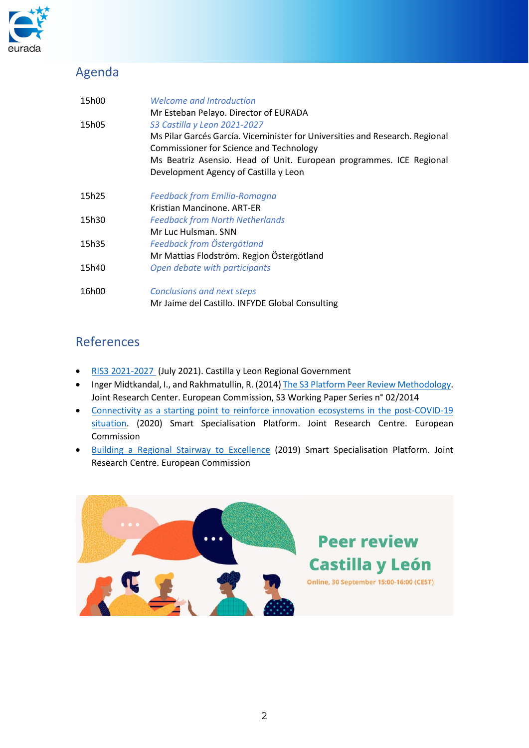## Agenda

| | |
|---|---|
| 15h00 | *Welcome and Introduction*<br>Mr Esteban Pelayo. Director of EURADA |
| 15h05 | *S3 Castilla y Leon 2021-2027*<br>Ms Pilar Garcés García. Viceminister for Universities and Research. Regional Commissioner for Science and Technology<br>Ms Beatriz Asensio. Head of Unit. European programmes. ICE Regional Development Agency of Castilla y Leon |
| 15h25 | *Feedback from Emilia-Romagna*<br>Kristian Mancinone. ART-ER |
| 15h30 | *Feedback from North Netherlands*<br>Mr Luc Hulsman. SNN |
| 15h35 | *Feedback from Östergötland*<br>Mr Mattias Flodström. Region Östergötland |
| 15h40 | *Open debate with participants* |
| 16h00 | *Conclusions and next steps*<br>Mr Jaime del Castillo. INFYDE Global Consulting |

## References

- RIS3 2021-2027 (July 2021). Castilla y Leon Regional Government
- Inger Midtkandal, I., and Rakhmatullin, R. (2014) The S3 Platform Peer Review Methodology. Joint Research Center. European Commission, S3 Working Paper Series n° 02/2014
- Connectivity as a starting point to reinforce innovation ecosystems in the post-COVID-19 situation. (2020) Smart Specialisation Platform. Joint Research Centre. European Commission
- Building a Regional Stairway to Excellence (2019) Smart Specialisation Platform. Joint Research Centre. European Commission

**Peer review Castilla y León**

Online, 30 September 15:00-16:00 (CEST)